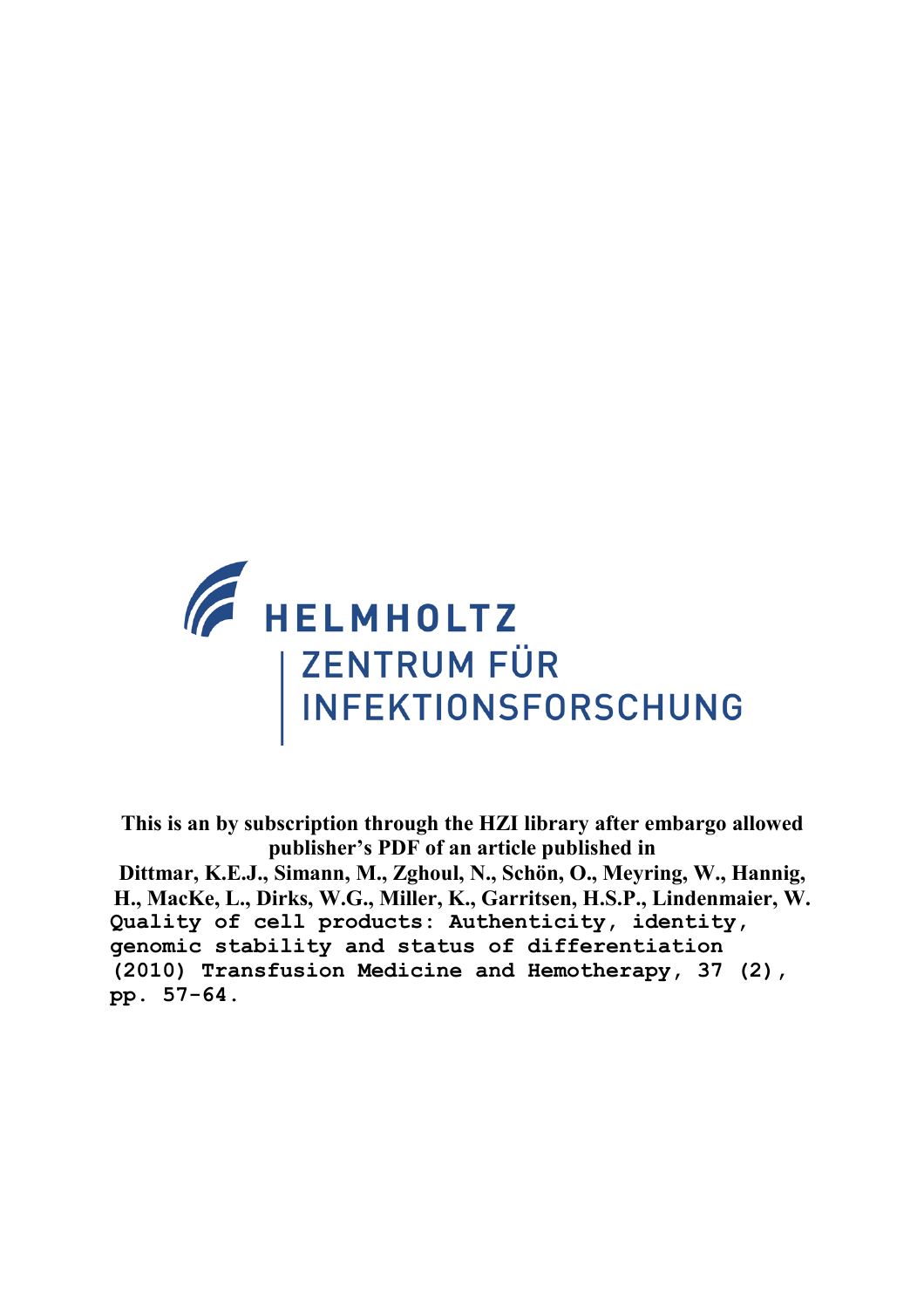HELMHOLTZ
ZENTRUM FÜR
INFEKTIONSFORSCHUNG

**This is an by subscription through the HZI library after embargo allowed publisher's PDF of an article published in**

**Dittmar, K.E.J., Simann, M., Zghoul, N., Schön, O., Meyring, W., Hannig, H., MacKe, L., Dirks, W.G., Miller, K., Garritsen, H.S.P., Lindenmaier, W.**

Quality of cell products: Authenticity, identity, genomic stability and status of differentiation (2010) Transfusion Medicine and Hemotherapy, 37 (2), pp. 57-64.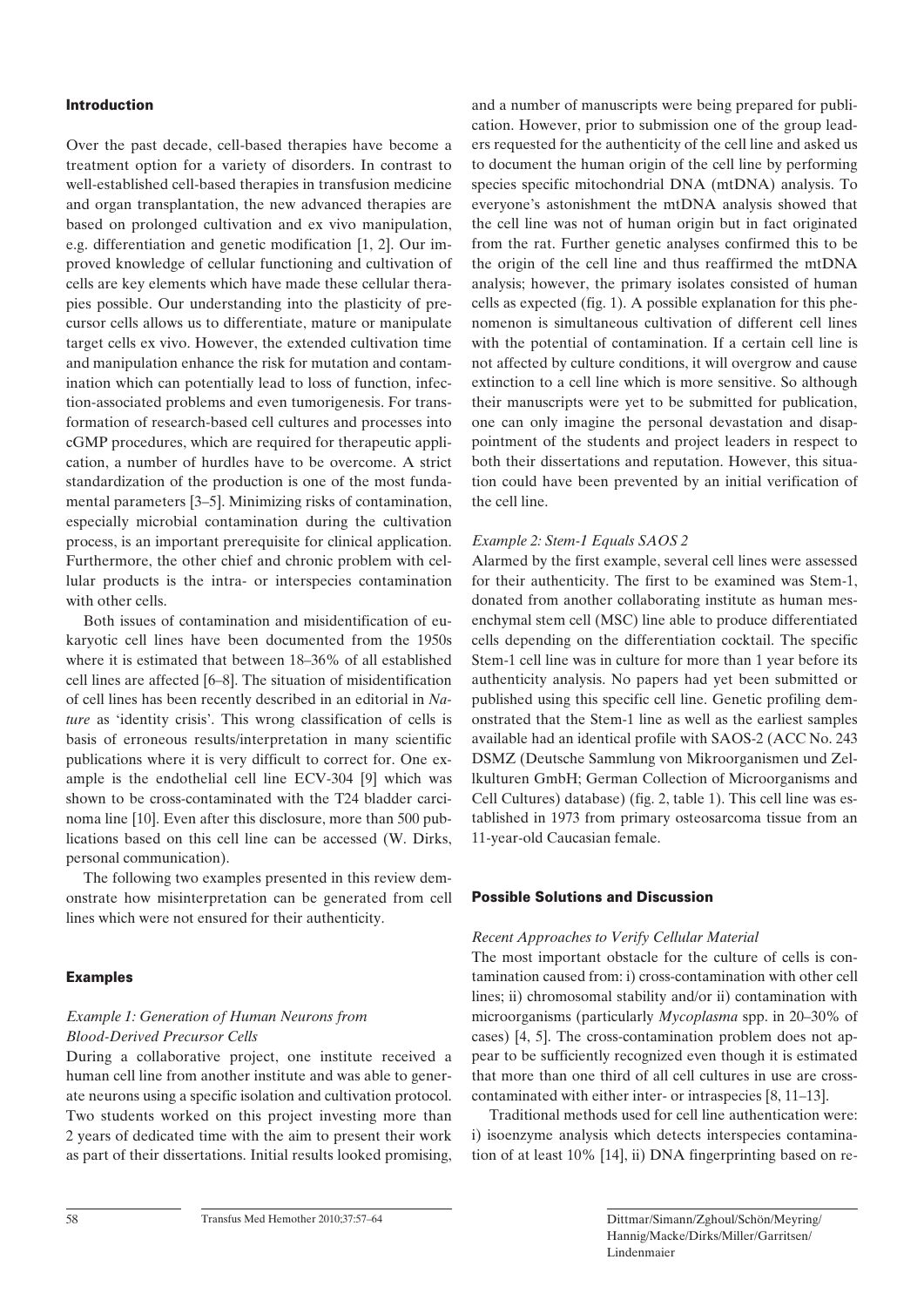## Introduction

Over the past decade, cell-based therapies have become a treatment option for a variety of disorders. In contrast to well-established cell-based therapies in transfusion medicine and organ transplantation, the new advanced therapies are based on prolonged cultivation and ex vivo manipulation, e.g. differentiation and genetic modification [1, 2]. Our improved knowledge of cellular functioning and cultivation of cells are key elements which have made these cellular therapies possible. Our understanding into the plasticity of precursor cells allows us to differentiate, mature or manipulate target cells ex vivo. However, the extended cultivation time and manipulation enhance the risk for mutation and contamination which can potentially lead to loss of function, infection-associated problems and even tumorigenesis. For transformation of research-based cell cultures and processes into cGMP procedures, which are required for therapeutic application, a number of hurdles have to be overcome. A strict standardization of the production is one of the most fundamental parameters [3–5]. Minimizing risks of contamination, especially microbial contamination during the cultivation process, is an important prerequisite for clinical application. Furthermore, the other chief and chronic problem with cellular products is the intra- or interspecies contamination with other cells.

Both issues of contamination and misidentification of eukaryotic cell lines have been documented from the 1950s where it is estimated that between 18–36% of all established cell lines are affected [6–8]. The situation of misidentification of cell lines has been recently described in an editorial in *Nature* as 'identity crisis'. This wrong classification of cells is basis of erroneous results/interpretation in many scientific publications where it is very difficult to correct for. One example is the endothelial cell line ECV-304 [9] which was shown to be cross-contaminated with the T24 bladder carcinoma line [10]. Even after this disclosure, more than 500 publications based on this cell line can be accessed (W. Dirks, personal communication).

The following two examples presented in this review demonstrate how misinterpretation can be generated from cell lines which were not ensured for their authenticity.

## Examples

### *Example 1: Generation of Human Neurons from Blood-Derived Precursor Cells*

During a collaborative project, one institute received a human cell line from another institute and was able to generate neurons using a specific isolation and cultivation protocol. Two students worked on this project investing more than 2 years of dedicated time with the aim to present their work as part of their dissertations. Initial results looked promising, and a number of manuscripts were being prepared for publication. However, prior to submission one of the group leaders requested for the authenticity of the cell line and asked us to document the human origin of the cell line by performing species specific mitochondrial DNA (mtDNA) analysis. To everyone's astonishment the mtDNA analysis showed that the cell line was not of human origin but in fact originated from the rat. Further genetic analyses confirmed this to be the origin of the cell line and thus reaffirmed the mtDNA analysis; however, the primary isolates consisted of human cells as expected (fig. 1). A possible explanation for this phenomenon is simultaneous cultivation of different cell lines with the potential of contamination. If a certain cell line is not affected by culture conditions, it will overgrow and cause extinction to a cell line which is more sensitive. So although their manuscripts were yet to be submitted for publication, one can only imagine the personal devastation and disappointment of the students and project leaders in respect to both their dissertations and reputation. However, this situation could have been prevented by an initial verification of the cell line.

### *Example 2: Stem-1 Equals SAOS 2*

Alarmed by the first example, several cell lines were assessed for their authenticity. The first to be examined was Stem-1, donated from another collaborating institute as human mesenchymal stem cell (MSC) line able to produce differentiated cells depending on the differentiation cocktail. The specific Stem-1 cell line was in culture for more than 1 year before its authenticity analysis. No papers had yet been submitted or published using this specific cell line. Genetic profiling demonstrated that the Stem-1 line as well as the earliest samples available had an identical profile with SAOS-2 (ACC No. 243 DSMZ (Deutsche Sammlung von Mikroorganismen und Zellkulturen GmbH; German Collection of Microorganisms and Cell Cultures) database) (fig. 2, table 1). This cell line was established in 1973 from primary osteosarcoma tissue from an 11-year-old Caucasian female.

## Possible Solutions and Discussion

### *Recent Approaches to Verify Cellular Material*

The most important obstacle for the culture of cells is contamination caused from: i) cross-contamination with other cell lines; ii) chromosomal stability and/or ii) contamination with microorganisms (particularly *Mycoplasma* spp. in 20–30% of cases) [4, 5]. The cross-contamination problem does not appear to be sufficiently recognized even though it is estimated that more than one third of all cell cultures in use are cross-contaminated with either inter- or intraspecies [8, 11–13].

Traditional methods used for cell line authentication were: i) isoenzyme analysis which detects interspecies contamination of at least 10% [14], ii) DNA fingerprinting based on re-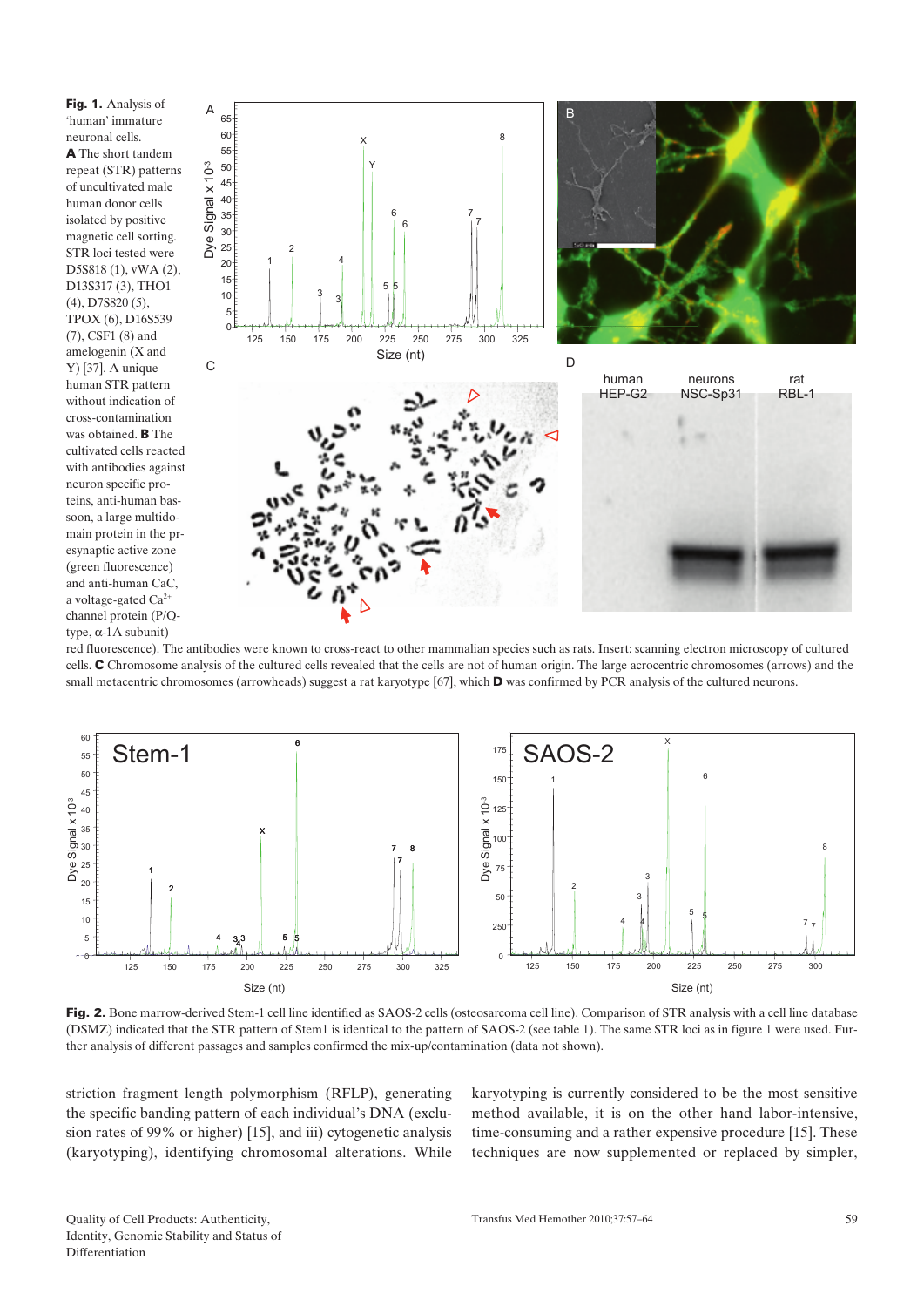**Fig. 1.** Analysis of 'human' immature neuronal cells. **A** The short tandem repeat (STR) patterns of uncultivated male human donor cells isolated by positive magnetic cell sorting. STR loci tested were D5S818 (1), vWA (2), D13S317 (3), THO1 (4), D7S820 (5), TPOX (6), D16S539 (7), CSF1 (8) and amelogenin (X and Y) [37]. A unique human STR pattern without indication of cross-contamination was obtained. **B** The cultivated cells reacted with antibodies against neuron specific proteins, anti-human bassoon, a large multidomain protein in the presynaptic active zone (green fluorescence) and anti-human CaC, a voltage-gated $Ca^{2+}$ channel protein (P/Q-type, α-1A subunit) – red fluorescence). The antibodies were known to cross-react to other mammalian species such as rats. Insert: scanning electron microscopy of cultured cells. **C** Chromosome analysis of the cultured cells revealed that the cells are not of human origin. The large acrocentric chromosomes (arrows) and the small metacentric chromosomes (arrowheads) suggest a rat karyotype [67], which **D** was confirmed by PCR analysis of the cultured neurons.

**Fig. 2.** Bone marrow-derived Stem-1 cell line identified as SAOS-2 cells (osteosarcoma cell line). Comparison of STR analysis with a cell line database (DSMZ) indicated that the STR pattern of Stem1 is identical to the pattern of SAOS-2 (see table 1). The same STR loci as in figure 1 were used. Further analysis of different passages and samples confirmed the mix-up/contamination (data not shown).

striction fragment length polymorphism (RFLP), generating the specific banding pattern of each individual's DNA (exclusion rates of 99% or higher) [15], and iii) cytogenetic analysis (karyotyping), identifying chromosomal alterations. While karyotyping is currently considered to be the most sensitive method available, it is on the other hand labor-intensive, time-consuming and a rather expensive procedure [15]. These techniques are now supplemented or replaced by simpler,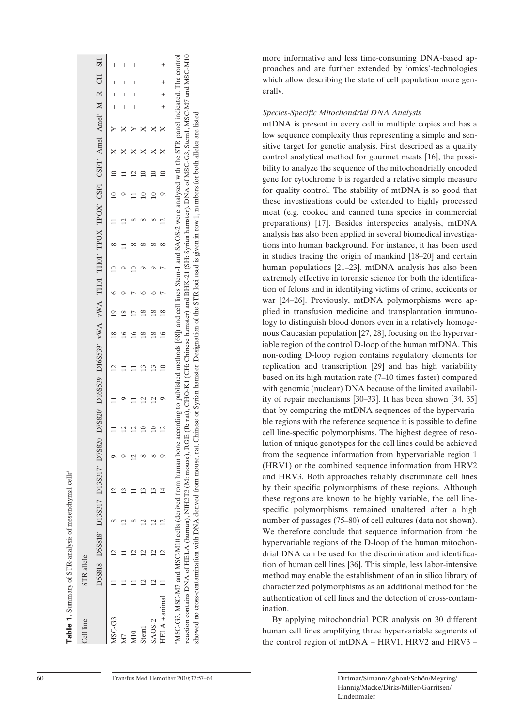**Table 1.** Summary of STR-analysis of mesenchymal cells[a]

| Cell line | STR allele | | | | | | | | | | | | | | | | | | | | | | | |
|---|---|---|---|---|---|---|---|---|---|---|---|---|---|---|---|---|---|---|---|---|---|---|---|---|
| | D5S818 | D5S818' | D13S317 | D13S317' | D7S820 | D7S820' | D16S539 | D16S539' | vWA | vWA' | TH01 | TH01' | TPOX | TPOX' | CSF1 | CSF1' | Amel | Amel' | M | R | CH | SH |
| MSC-G3 | 11 | 12 | 8 | 12 | 9 | 11 | 11 | 12 | 18 | 19 | 6 | 10 | 8 | 11 | 10 | 10 | X | Y | – | – | – | – |
| M7 | 11 | 11 | 12 | 13 | 9 | 12 | 9 | 11 | 16 | 18 | 9 | 9 | 11 | 12 | 9 | 11 | X | X | – | – | – | – |
| M10 | 11 | 12 | 8 | 11 | 12 | 12 | 11 | 11 | 16 | 17 | 7 | 10 | 8 | 8 | 11 | 12 | X | Y | – | – | – | – |
| Stem1 | 12 | 12 | 12 | 13 | 8 | 10 | 12 | 13 | 18 | 18 | 6 | 9 | 8 | 8 | 10 | 10 | X | X | – | – | – | – |
| SAOS-2 | 12 | 12 | 12 | 13 | 8 | 10 | 12 | 13 | 18 | 18 | 6 | 9 | 8 | 8 | 10 | 10 | X | X | – | – | – | – |
| HELA + animal | 11 | 12 | 12 | 14 | 9 | 12 | 9 | 10 | 16 | 18 | 7 | 7 | 8 | 12 | 9 | 10 | X | X | + | + | + | + |

[a]MSC-G3, MSC-M7 and MSC-M10 cells (derived from human bone according to published methods [68]) and cell lines Stem-1 and SAOS-2 were analyzed with the STR panel indicated. The control reaction contains DNA of HELA (human), NIH3T3 (M: mouse), RGE (R: rat), CHO-K1 (CH: Chinese hamster) and BHK-21 (SH: Syrian hamster). DNA of MSC-G3, Stem1, MSC-M7 und MSC-M10 showed no cross-contamination with DNA derived from mouse, rat, Chinese or Syrian hamster. Designation of the STR loci used is given in row 1, numbers for both alleles are listed.

more informative and less time-consuming DNA-based approaches and are further extended by 'omics'-technologies which allow describing the state of cell population more generally.

*Species-Specific Mitochondrial DNA Analysis*

mtDNA is present in every cell in multiple copies and has a low sequence complexity thus representing a simple and sensitive target for genetic analysis. First described as a quality control analytical method for gourmet meats [16], the possibility to analyze the sequence of the mitochondrially encoded gene for cytochrome b is regarded a relative simple measure for quality control. The stability of mtDNA is so good that these investigations could be extended to highly processed meat (e.g. cooked and canned tuna species in commercial preparations) [17]. Besides interspecies analysis, mtDNA analysis has also been applied in several biomedical investigations into human background. For instance, it has been used in studies tracing the origin of mankind [18–20] and certain human populations [21–23]. mtDNA analysis has also been extremely effective in forensic science for both the identification of felons and in identifying victims of crime, accidents or war [24–26]. Previously, mtDNA polymorphisms were applied in transfusion medicine and transplantation immunology to distinguish blood donors even in a relatively homogenous Caucasian population [27, 28], focusing on the hypervariable region of the control D-loop of the human mtDNA. This non-coding D-loop region contains regulatory elements for replication and transcription [29] and has high variability based on its high mutation rate (7–10 times faster) compared with genomic (nuclear) DNA because of the limited availability of repair mechanisms [30–33]. It has been shown [34, 35] that by comparing the mtDNA sequences of the hypervariable regions with the reference sequence it is possible to define cell line-specific polymorphisms. The highest degree of resolution of unique genotypes for the cell lines could be achieved from the sequence information from hypervariable region 1 (HRV1) or the combined sequence information from HRV2 and HRV3. Both approaches reliably discriminate cell lines by their specific polymorphisms of these regions. Although these regions are known to be highly variable, the cell line-specific polymorphisms remained unaltered after a high number of passages (75–80) of cell cultures (data not shown). We therefore conclude that sequence information from the hypervariable regions of the D-loop of the human mitochondrial DNA can be used for the discrimination and identification of human cell lines [36]. This simple, less labor-intensive method may enable the establishment of an in silico library of characterized polymorphisms as an additional method for the authentication of cell lines and the detection of cross-contamination.

By applying mitochondrial PCR analysis on 30 different human cell lines amplifying three hypervariable segments of the control region of mtDNA – HRV1, HRV2 and HRV3 –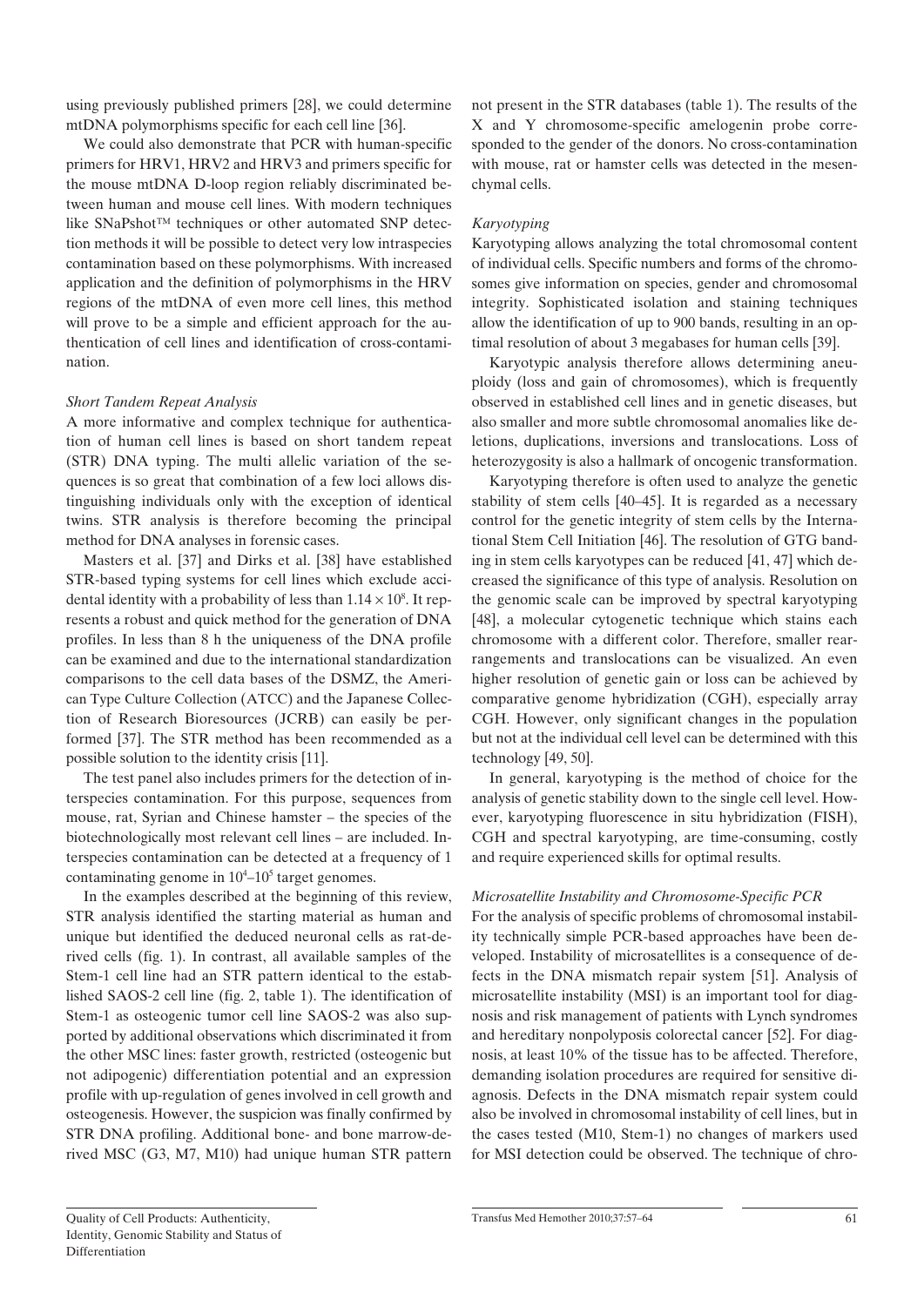using previously published primers [28], we could determine mtDNA polymorphisms specific for each cell line [36].

We could also demonstrate that PCR with human-specific primers for HRV1, HRV2 and HRV3 and primers specific for the mouse mtDNA D-loop region reliably discriminated between human and mouse cell lines. With modern techniques like SNaPshot™ techniques or other automated SNP detection methods it will be possible to detect very low intraspecies contamination based on these polymorphisms. With increased application and the definition of polymorphisms in the HRV regions of the mtDNA of even more cell lines, this method will prove to be a simple and efficient approach for the authentication of cell lines and identification of cross-contamination.

*Short Tandem Repeat Analysis*

A more informative and complex technique for authentication of human cell lines is based on short tandem repeat (STR) DNA typing. The multi allelic variation of the sequences is so great that combination of a few loci allows distinguishing individuals only with the exception of identical twins. STR analysis is therefore becoming the principal method for DNA analyses in forensic cases.

Masters et al. [37] and Dirks et al. [38] have established STR-based typing systems for cell lines which exclude accidental identity with a probability of less than $1.14 \times 10^8$. It represents a robust and quick method for the generation of DNA profiles. In less than 8 h the uniqueness of the DNA profile can be examined and due to the international standardization comparisons to the cell data bases of the DSMZ, the American Type Culture Collection (ATCC) and the Japanese Collection of Research Bioresources (JCRB) can easily be performed [37]. The STR method has been recommended as a possible solution to the identity crisis [11].

The test panel also includes primers for the detection of interspecies contamination. For this purpose, sequences from mouse, rat, Syrian and Chinese hamster – the species of the biotechnologically most relevant cell lines – are included. Interspecies contamination can be detected at a frequency of 1 contaminating genome in $10^4$–$10^5$ target genomes.

In the examples described at the beginning of this review, STR analysis identified the starting material as human and unique but identified the deduced neuronal cells as rat-derived cells (fig. 1). In contrast, all available samples of the Stem-1 cell line had an STR pattern identical to the established SAOS-2 cell line (fig. 2, table 1). The identification of Stem-1 as osteogenic tumor cell line SAOS-2 was also supported by additional observations which discriminated it from the other MSC lines: faster growth, restricted (osteogenic but not adipogenic) differentiation potential and an expression profile with up-regulation of genes involved in cell growth and osteogenesis. However, the suspicion was finally confirmed by STR DNA profiling. Additional bone- and bone marrow-derived MSC (G3, M7, M10) had unique human STR pattern not present in the STR databases (table 1). The results of the X and Y chromosome-specific amelogenin probe corresponded to the gender of the donors. No cross-contamination with mouse, rat or hamster cells was detected in the mesenchymal cells.

*Karyotyping*

Karyotyping allows analyzing the total chromosomal content of individual cells. Specific numbers and forms of the chromosomes give information on species, gender and chromosomal integrity. Sophisticated isolation and staining techniques allow the identification of up to 900 bands, resulting in an optimal resolution of about 3 megabases for human cells [39].

Karyotypic analysis therefore allows determining aneuploidy (loss and gain of chromosomes), which is frequently observed in established cell lines and in genetic diseases, but also smaller and more subtle chromosomal anomalies like deletions, duplications, inversions and translocations. Loss of heterozygosity is also a hallmark of oncogenic transformation.

Karyotyping therefore is often used to analyze the genetic stability of stem cells [40–45]. It is regarded as a necessary control for the genetic integrity of stem cells by the International Stem Cell Initiation [46]. The resolution of GTG banding in stem cells karyotypes can be reduced [41, 47] which decreased the significance of this type of analysis. Resolution on the genomic scale can be improved by spectral karyotyping [48], a molecular cytogenetic technique which stains each chromosome with a different color. Therefore, smaller rearrangements and translocations can be visualized. An even higher resolution of genetic gain or loss can be achieved by comparative genome hybridization (CGH), especially array CGH. However, only significant changes in the population but not at the individual cell level can be determined with this technology [49, 50].

In general, karyotyping is the method of choice for the analysis of genetic stability down to the single cell level. However, karyotyping fluorescence in situ hybridization (FISH), CGH and spectral karyotyping, are time-consuming, costly and require experienced skills for optimal results.

*Microsatellite Instability and Chromosome-Specific PCR*

For the analysis of specific problems of chromosomal instability technically simple PCR-based approaches have been developed. Instability of microsatellites is a consequence of defects in the DNA mismatch repair system [51]. Analysis of microsatellite instability (MSI) is an important tool for diagnosis and risk management of patients with Lynch syndromes and hereditary nonpolyposis colorectal cancer [52]. For diagnosis, at least 10% of the tissue has to be affected. Therefore, demanding isolation procedures are required for sensitive diagnosis. Defects in the DNA mismatch repair system could also be involved in chromosomal instability of cell lines, but in the cases tested (M10, Stem-1) no changes of markers used for MSI detection could be observed. The technique of chro-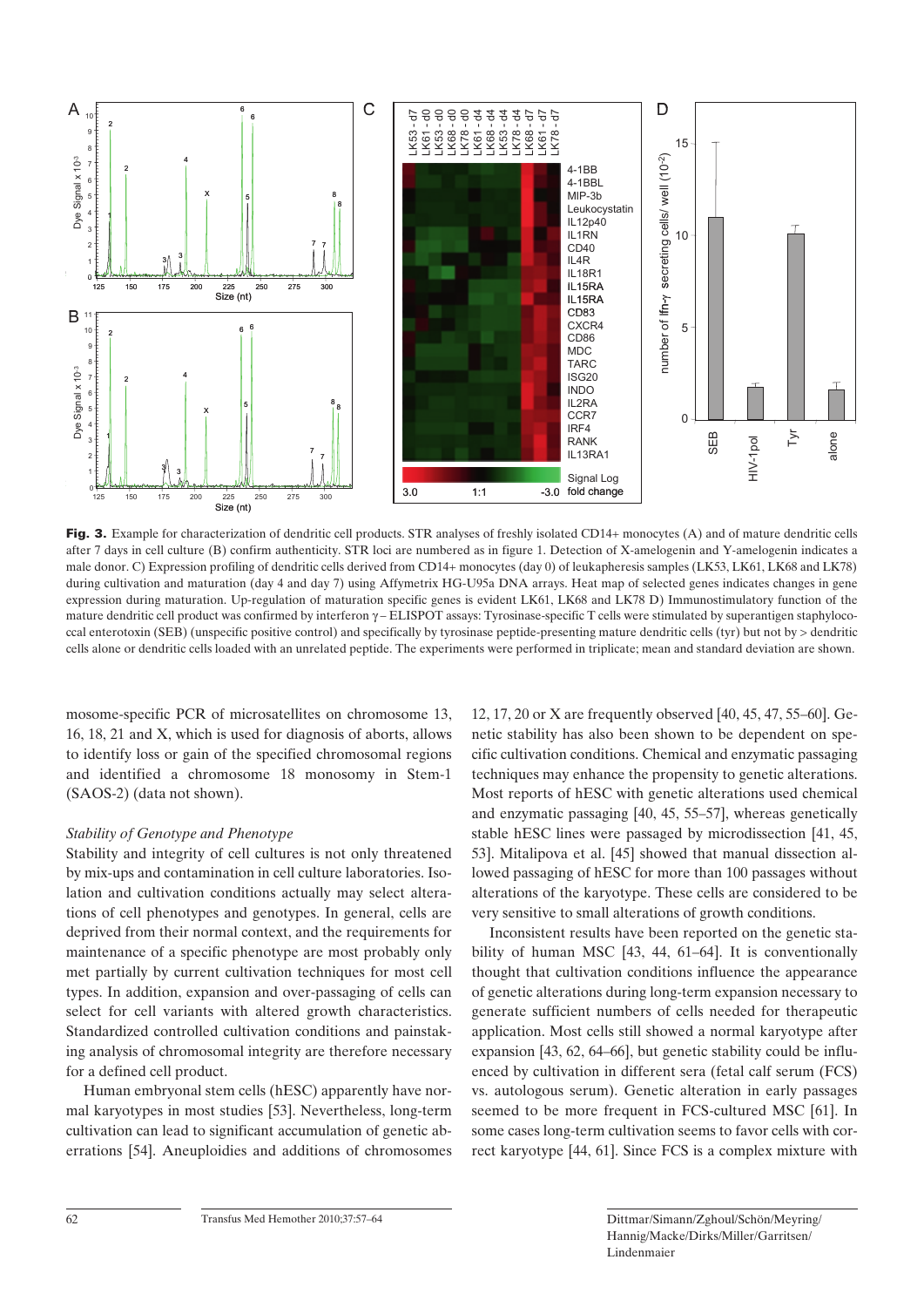**Fig. 3.** Example for characterization of dendritic cell products. STR analyses of freshly isolated CD14+ monocytes (A) and of mature dendritic cells after 7 days in cell culture (B) confirm authenticity. STR loci are numbered as in figure 1. Detection of X-amelogenin and Y-amelogenin indicates a male donor. C) Expression profiling of dendritic cells derived from CD14+ monocytes (day 0) of leukapheresis samples (LK53, LK61, LK68 and LK78) during cultivation and maturation (day 4 and day 7) using Affymetrix HG-U95a DNA arrays. Heat map of selected genes indicates changes in gene expression during maturation. Up-regulation of maturation specific genes is evident LK61, LK68 and LK78 D) Immunostimulatory function of the mature dendritic cell product was confirmed by interferon γ – ELISPOT assays: Tyrosinase-specific T cells were stimulated by superantigen staphylococcal enterotoxin (SEB) (unspecific positive control) and specifically by tyrosinase peptide-presenting mature dendritic cells (tyr) but not by > dendritic cells alone or dendritic cells loaded with an unrelated peptide. The experiments were performed in triplicate; mean and standard deviation are shown.

mosome-specific PCR of microsatellites on chromosome 13, 16, 18, 21 and X, which is used for diagnosis of aborts, allows to identify loss or gain of the specified chromosomal regions and identified a chromosome 18 monosomy in Stem-1 (SAOS-2) (data not shown).

*Stability of Genotype and Phenotype*

Stability and integrity of cell cultures is not only threatened by mix-ups and contamination in cell culture laboratories. Isolation and cultivation conditions actually may select alterations of cell phenotypes and genotypes. In general, cells are deprived from their normal context, and the requirements for maintenance of a specific phenotype are most probably only met partially by current cultivation techniques for most cell types. In addition, expansion and over-passaging of cells can select for cell variants with altered growth characteristics. Standardized controlled cultivation conditions and painstaking analysis of chromosomal integrity are therefore necessary for a defined cell product.

Human embryonal stem cells (hESC) apparently have normal karyotypes in most studies [53]. Nevertheless, long-term cultivation can lead to significant accumulation of genetic aberrations [54]. Aneuploidies and additions of chromosomes 12, 17, 20 or X are frequently observed [40, 45, 47, 55–60]. Genetic stability has also been shown to be dependent on specific cultivation conditions. Chemical and enzymatic passaging techniques may enhance the propensity to genetic alterations. Most reports of hESC with genetic alterations used chemical and enzymatic passaging [40, 45, 55–57], whereas genetically stable hESC lines were passaged by microdissection [41, 45, 53]. Mitalipova et al. [45] showed that manual dissection allowed passaging of hESC for more than 100 passages without alterations of the karyotype. These cells are considered to be very sensitive to small alterations of growth conditions.

Inconsistent results have been reported on the genetic stability of human MSC [43, 44, 61–64]. It is conventionally thought that cultivation conditions influence the appearance of genetic alterations during long-term expansion necessary to generate sufficient numbers of cells needed for therapeutic application. Most cells still showed a normal karyotype after expansion [43, 62, 64–66], but genetic stability could be influenced by cultivation in different sera (fetal calf serum (FCS) vs. autologous serum). Genetic alteration in early passages seemed to be more frequent in FCS-cultured MSC [61]. In some cases long-term cultivation seems to favor cells with correct karyotype [44, 61]. Since FCS is a complex mixture with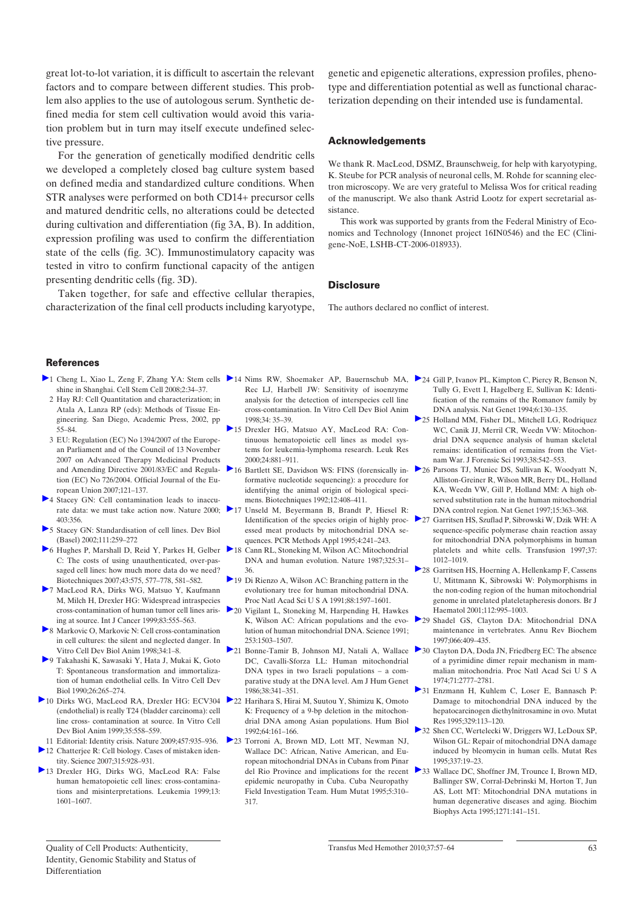great lot-to-lot variation, it is difficult to ascertain the relevant factors and to compare between different studies. This problem also applies to the use of autologous serum. Synthetic defined media for stem cell cultivation would avoid this variation problem but in turn may itself execute undefined selective pressure.

For the generation of genetically modified dendritic cells we developed a completely closed bag culture system based on defined media and standardized culture conditions. When STR analyses were performed on both CD14+ precursor cells and matured dendritic cells, no alterations could be detected during cultivation and differentiation (fig 3A, B). In addition, expression profiling was used to confirm the differentiation state of the cells (fig. 3C). Immunostimulatory capacity was tested in vitro to confirm functional capacity of the antigen presenting dendritic cells (fig. 3D).

Taken together, for safe and effective cellular therapies, characterization of the final cell products including karyotype, genetic and epigenetic alterations, expression profiles, phenotype and differentiation potential as well as functional characterization depending on their intended use is fundamental.

## Acknowledgements

We thank R. MacLeod, DSMZ, Braunschweig, for help with karyotyping, K. Steube for PCR analysis of neuronal cells, M. Rohde for scanning electron microscopy. We are very grateful to Melissa Wos for critical reading of the manuscript. We also thank Astrid Lootz for expert secretarial assistance.

This work was supported by grants from the Federal Ministry of Economics and Technology (Innonet project 16IN0546) and the EC (Clinigene-NoE, LSHB-CT-2006-018933).

## Disclosure

The authors declared no conflict of interest.

## References

1 Cheng L, Xiao L, Zeng F, Zhang YA: Stem cells shine in Shanghai. Cell Stem Cell 2008;2:34–37.

2 Hay RJ: Cell Quantitation and characterization; in Atala A, Lanza RP (eds): Methods of Tissue Engineering. San Diego, Academic Press, 2002, pp 55–84.

3 EU: Regulation (EC) No 1394/2007 of the European Parliament and of the Council of 13 November 2007 on Advanced Therapy Medicinal Products and Amending Directive 2001/83/EC and Regulation (EC) No 726/2004. Official Journal of the European Union 2007;121–137.

4 Stacey GN: Cell contamination leads to inaccurate data: we must take action now. Nature 2000; 403:356.

5 Stacey GN: Standardisation of cell lines. Dev Biol (Basel) 2002;111:259–272

6 Hughes P, Marshall D, Reid Y, Parkes H, Gelber C: The costs of using unauthenticated, over-passaged cell lines: how much more data do we need? Biotechniques 2007;43:575, 577–778, 581–582.

7 MacLeod RA, Dirks WG, Matsuo Y, Kaufmann M, Milch H, Drexler HG: Widespread intraspecies cross-contamination of human tumor cell lines arising at source. Int J Cancer 1999;83:555–563.

8 Markovic O, Markovic N: Cell cross-contamination in cell cultures: the silent and neglected danger. In Vitro Cell Dev Biol Anim 1998;34:1–8.

9 Takahashi K, Sawasaki Y, Hata J, Mukai K, Goto T: Spontaneous transformation and immortalization of human endothelial cells. In Vitro Cell Dev Biol 1990;26:265–274.

10 Dirks WG, MacLeod RA, Drexler HG: ECV304 (endothelial) is really T24 (bladder carcinoma): cell line cross- contamination at source. In Vitro Cell Dev Biol Anim 1999;35:558–559.

11 Editorial: Identity crisis. Nature 2009;457:935–936.

12 Chatterjee R: Cell biology. Cases of mistaken identity. Science 2007;315:928–931.

13 Drexler HG, Dirks WG, MacLeod RA: False human hematopoietic cell lines: cross-contaminations and misinterpretations. Leukemia 1999;13: 1601–1607.

14 Nims RW, Shoemaker AP, Bauernschub MA, Rec LJ, Harbell JW: Sensitivity of isoenzyme analysis for the detection of interspecies cell line cross-contamination. In Vitro Cell Dev Biol Anim 1998;34: 35–39.

15 Drexler HG, Matsuo AY, MacLeod RA: Continuous hematopoietic cell lines as model systems for leukemia-lymphoma research. Leuk Res 2000;24:881–911.

16 Bartlett SE, Davidson WS: FINS (forensically informative nucleotide sequencing): a procedure for identifying the animal origin of biological specimens. Biotechniques 1992;12:408–411.

17 Unseld M, Beyermann B, Brandt P, Hiesel R: Identification of the species origin of highly processed meat products by mitochondrial DNA sequences. PCR Methods Appl 1995;4:241–243.

18 Cann RL, Stoneking M, Wilson AC: Mitochondrial DNA and human evolution. Nature 1987;325:31–36.

19 Di Rienzo A, Wilson AC: Branching pattern in the evolutionary tree for human mitochondrial DNA. Proc Natl Acad Sci U S A 1991;88:1597–1601.

20 Vigilant L, Stoneking M, Harpending H, Hawkes K, Wilson AC: African populations and the evolution of human mitochondrial DNA. Science 1991; 253:1503–1507.

21 Bonne-Tamir B, Johnson MJ, Natali A, Wallace DC, Cavalli-Sforza LL: Human mitochondrial DNA types in two Israeli populations – a comparative study at the DNA level. Am J Hum Genet 1986;38:341–351.

22 Harihara S, Hirai M, Suutou Y, Shimizu K, Omoto K: Frequency of a 9-bp deletion in the mitochondrial DNA among Asian populations. Hum Biol 1992;64:161–166.

23 Torroni A, Brown MD, Lott MT, Newman NJ, Wallace DC: African, Native American, and European mitochondrial DNAs in Cubans from Pinar del Rio Province and implications for the recent epidemic neuropathy in Cuba. Cuba Neuropathy Field Investigation Team. Hum Mutat 1995;5:310–317.

24 Gill P, Ivanov PL, Kimpton C, Piercy R, Benson N, Tully G, Evett I, Hagelberg E, Sullivan K: Identification of the remains of the Romanov family by DNA analysis. Nat Genet 1994;6:130–135.

25 Holland MM, Fisher DL, Mitchell LG, Rodriquez WC, Canik JJ, Merril CR, Weedn VW: Mitochondrial DNA sequence analysis of human skeletal remains: identification of remains from the Vietnam War. J Forensic Sci 1993;38:542–553.

26 Parsons TJ, Muniec DS, Sullivan K, Woodyatt N, Alliston-Greiner R, Wilson MR, Berry DL, Holland KA, Weedn VW, Gill P, Holland MM: A high observed substitution rate in the human mitochondrial DNA control region. Nat Genet 1997;15:363–368.

27 Garritsen HS, Szuflad P, Sibrowski W, Dzik WH: A sequence-specific polymerase chain reaction assay for mitochondrial DNA polymorphisms in human platelets and white cells. Transfusion 1997;37: 1012–1019.

28 Garritsen HS, Hoerning A, Hellenkamp F, Cassens U, Mittmann K, Sibrowski W: Polymorphisms in the non-coding region of the human mitochondrial genome in unrelated plateletapheresis donors. Br J Haematol 2001;112:995–1003.

29 Shadel GS, Clayton DA: Mitochondrial DNA maintenance in vertebrates. Annu Rev Biochem 1997;066:409–435.

30 Clayton DA, Doda JN, Friedberg EC: The absence of a pyrimidine dimer repair mechanism in mammalian mitochondria. Proc Natl Acad Sci U S A 1974;71:2777–2781.

31 Enzmann H, Kuhlem C, Loser E, Bannasch P: Damage to mitochondrial DNA induced by the hepatocarcinogen diethylnitrosamine in ovo. Mutat Res 1995;329:113–120.

32 Shen CC, Wertelecki W, Driggers WJ, LeDoux SP, Wilson GL: Repair of mitochondrial DNA damage induced by bleomycin in human cells. Mutat Res 1995;337:19–23.

33 Wallace DC, Shoffner JM, Trounce I, Brown MD, Ballinger SW, Corral-Debrinski M, Horton T, Jun AS, Lott MT: Mitochondrial DNA mutations in human degenerative diseases and aging. Biochim Biophys Acta 1995;1271:141–151.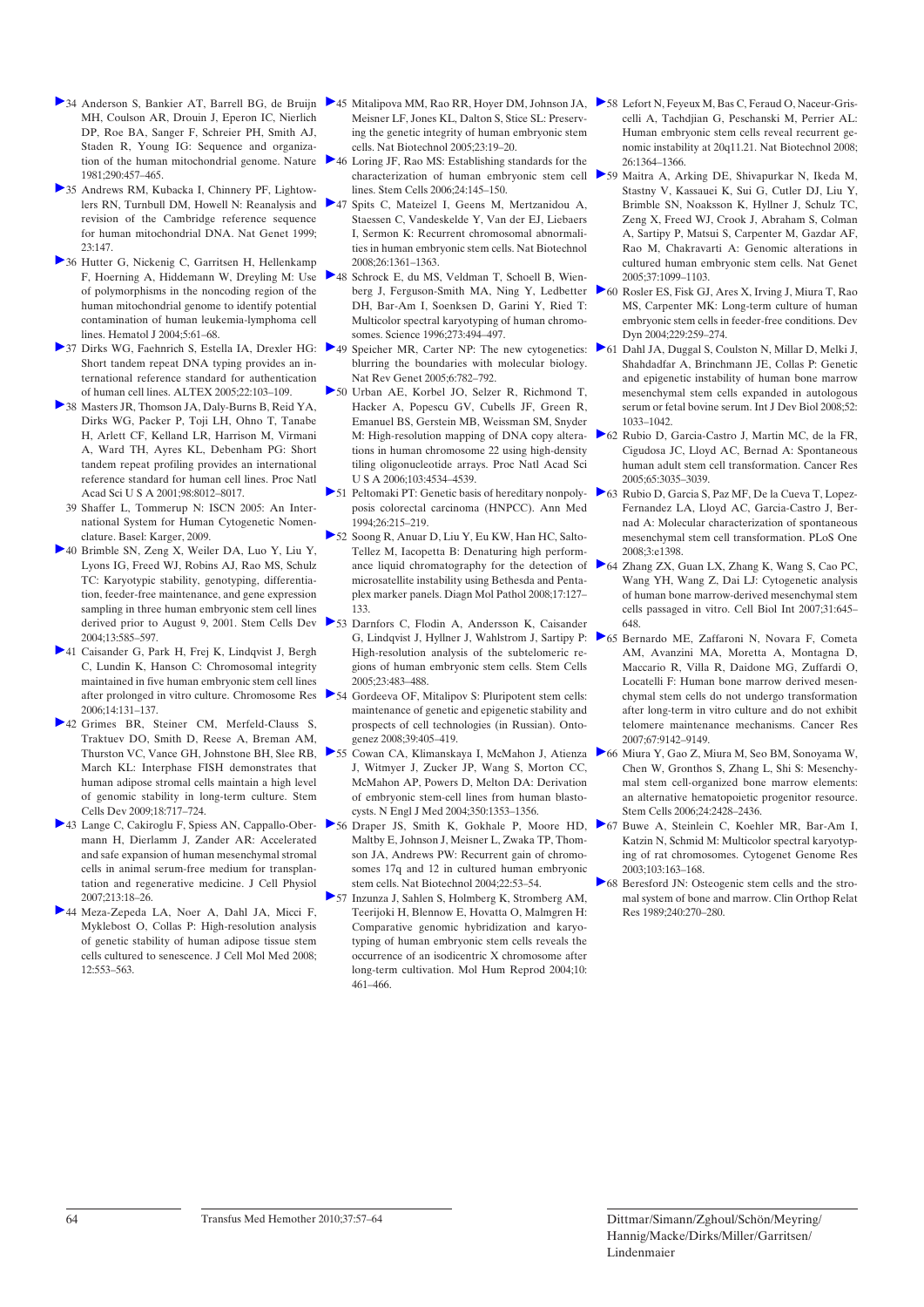34 Anderson S, Bankier AT, Barrell BG, de Bruijn MH, Coulson AR, Drouin J, Eperon IC, Nierlich DP, Roe BA, Sanger F, Schreier PH, Smith AJ, Staden R, Young IG: Sequence and organization of the human mitochondrial genome. Nature 1981;290:457–465.

35 Andrews RM, Kubacka I, Chinnery PF, Lightowlers RN, Turnbull DM, Howell N: Reanalysis and revision of the Cambridge reference sequence for human mitochondrial DNA. Nat Genet 1999;23:147.

36 Hutter G, Nickenig C, Garritsen H, Hellenkamp F, Hoerning A, Hiddemann W, Dreyling M: Use of polymorphisms in the noncoding region of the human mitochondrial genome to identify potential contamination of human leukemia-lymphoma cell lines. Hematol J 2004;5:61–68.

37 Dirks WG, Faehnrich S, Estella IA, Drexler HG: Short tandem repeat DNA typing provides an international reference standard for authentication of human cell lines. ALTEX 2005;22:103–109.

38 Masters JR, Thomson JA, Daly-Burns B, Reid YA, Dirks WG, Packer P, Toji LH, Ohno T, Tanabe H, Arlett CF, Kelland LR, Harrison M, Virmani A, Ward TH, Ayres KL, Debenham PG: Short tandem repeat profiling provides an international reference standard for human cell lines. Proc Natl Acad Sci U S A 2001;98:8012–8017.

39 Shaffer L, Tommerup N: ISCN 2005: An International System for Human Cytogenetic Nomenclature. Basel: Karger, 2009.

40 Brimble SN, Zeng X, Weiler DA, Luo Y, Liu Y, Lyons IG, Freed WJ, Robins AJ, Rao MS, Schulz TC: Karyotypic stability, genotyping, differentiation, feeder-free maintenance, and gene expression sampling in three human embryonic stem cell lines derived prior to August 9, 2001. Stem Cells Dev 2004;13:585–597.

41 Caisander G, Park H, Frej K, Lindqvist J, Bergh C, Lundin K, Hanson C: Chromosomal integrity maintained in five human embryonic stem cell lines after prolonged in vitro culture. Chromosome Res 2006;14:131–137.

42 Grimes BR, Steiner CM, Merfeld-Clauss S, Traktuev DO, Smith D, Reese A, Breman AM, Thurston VC, Vance GH, Johnstone BH, Slee RB, March KL: Interphase FISH demonstrates that human adipose stromal cells maintain a high level of genomic stability in long-term culture. Stem Cells Dev 2009;18:717–724.

43 Lange C, Cakiroglu F, Spiess AN, Cappallo-Obermann H, Dierlamm J, Zander AR: Accelerated and safe expansion of human mesenchymal stromal cells in animal serum-free medium for transplantation and regenerative medicine. J Cell Physiol 2007;213:18–26.

44 Meza-Zepeda LA, Noer A, Dahl JA, Micci F, Myklebost O, Collas P: High-resolution analysis of genetic stability of human adipose tissue stem cells cultured to senescence. J Cell Mol Med 2008;12:553–563.

45 Mitalipova MM, Rao RR, Hoyer DM, Johnson JA, Meisner LF, Jones KL, Dalton S, Stice SL: Preserving the genetic integrity of human embryonic stem cells. Nat Biotechnol 2005;23:19–20.

46 Loring JF, Rao MS: Establishing standards for the characterization of human embryonic stem cell lines. Stem Cells 2006;24:145–150.

47 Spits C, Mateizel I, Geens M, Mertzanidou A, Staessen C, Vandeskelde Y, Van der EJ, Liebaers I, Sermon K: Recurrent chromosomal abnormalities in human embryonic stem cells. Nat Biotechnol 2008;26:1361–1363.

48 Schrock E, du MS, Veldman T, Schoell B, Wienberg J, Ferguson-Smith MA, Ning Y, Ledbetter DH, Bar-Am I, Soenksen D, Garini Y, Ried T: Multicolor spectral karyotyping of human chromosomes. Science 1996;273:494–497.

49 Speicher MR, Carter NP: The new cytogenetics: blurring the boundaries with molecular biology. Nat Rev Genet 2005;6:782–792.

50 Urban AE, Korbel JO, Selzer R, Richmond T, Hacker A, Popescu GV, Cubells JF, Green R, Emanuel BS, Gerstein MB, Weissman SM, Snyder M: High-resolution mapping of DNA copy alterations in human chromosome 22 using high-density tiling oligonucleotide arrays. Proc Natl Acad Sci U S A 2006;103:4534–4539.

51 Peltomaki PT: Genetic basis of hereditary nonpolyposis colorectal carcinoma (HNPCC). Ann Med 1994;26:215–219.

52 Soong R, Anuar D, Liu Y, Eu KW, Han HC, Salto-Tellez M, Iacopetta B: Denaturing high performance liquid chromatography for the detection of microsatellite instability using Bethesda and Pentaplex marker panels. Diagn Mol Pathol 2008;17:127–133.

53 Darnfors C, Flodin A, Andersson K, Caisander G, Lindqvist J, Hyllner J, Wahlstrom J, Sartipy P: High-resolution analysis of the subtelomeric regions of human embryonic stem cells. Stem Cells 2005;23:483–488.

54 Gordeeva OF, Mitalipov S: Pluripotent stem cells: maintenance of genetic and epigenetic stability and prospects of cell technologies (in Russian). Ontogenez 2008;39:405–419.

55 Cowan CA, Klimanskaya I, McMahon J, Atienza J, Witmyer J, Zucker JP, Wang S, Morton CC, McMahon AP, Powers D, Melton DA: Derivation of embryonic stem-cell lines from human blastocysts. N Engl J Med 2004;350:1353–1356.

56 Draper JS, Smith K, Gokhale P, Moore HD, Maltby E, Johnson J, Meisner L, Zwaka TP, Thomson JA, Andrews PW: Recurrent gain of chromosomes 17q and 12 in cultured human embryonic stem cells. Nat Biotechnol 2004;22:53–54.

57 Inzunza J, Sahlen S, Holmberg K, Stromberg AM, Teerijoki H, Blennow E, Hovatta O, Malmgren H: Comparative genomic hybridization and karyotyping of human embryonic stem cells reveals the occurrence of an isodicentric X chromosome after long-term cultivation. Mol Hum Reprod 2004;10:461–466.

58 Lefort N, Feyeux M, Bas C, Feraud O, Naceur-Griscelli A, Tachdjian G, Peschanski M, Perrier AL: Human embryonic stem cells reveal recurrent genomic instability at 20q11.21. Nat Biotechnol 2008;26:1364–1366.

59 Maitra A, Arking DE, Shivapurkar N, Ikeda M, Stastny V, Kassauei K, Sui G, Cutler DJ, Liu Y, Brimble SN, Noaksson K, Hyllner J, Schulz TC, Zeng X, Freed WJ, Crook J, Abraham S, Colman A, Sartipy P, Matsui S, Carpenter M, Gazdar AF, Rao M, Chakravarti A: Genomic alterations in cultured human embryonic stem cells. Nat Genet 2005;37:1099–1103.

60 Rosler ES, Fisk GJ, Ares X, Irving J, Miura T, Rao MS, Carpenter MK: Long-term culture of human embryonic stem cells in feeder-free conditions. Dev Dyn 2004;229:259–274.

61 Dahl JA, Duggal S, Coulston N, Millar D, Melki J, Shahdadfar A, Brinchmann JE, Collas P: Genetic and epigenetic instability of human bone marrow mesenchymal stem cells expanded in autologous serum or fetal bovine serum. Int J Dev Biol 2008;52:1033–1042.

62 Rubio D, Garcia-Castro J, Martin MC, de la FR, Cigudosa JC, Lloyd AC, Bernad A: Spontaneous human adult stem cell transformation. Cancer Res 2005;65:3035–3039.

63 Rubio D, Garcia S, Paz MF, De la Cueva T, Lopez-Fernandez LA, Lloyd AC, Garcia-Castro J, Bernad A: Molecular characterization of spontaneous mesenchymal stem cell transformation. PLoS One 2008;3:e1398.

64 Zhang ZX, Guan LX, Zhang K, Wang S, Cao PC, Wang YH, Wang Z, Dai LJ: Cytogenetic analysis of human bone marrow-derived mesenchymal stem cells passaged in vitro. Cell Biol Int 2007;31:645–648.

65 Bernardo ME, Zaffaroni N, Novara F, Cometa AM, Avanzini MA, Moretta A, Montagna D, Maccario R, Villa R, Daidone MG, Zuffardi O, Locatelli F: Human bone marrow derived mesenchymal stem cells do not undergo transformation after long-term in vitro culture and do not exhibit telomere maintenance mechanisms. Cancer Res 2007;67:9142–9149.

66 Miura Y, Gao Z, Miura M, Seo BM, Sonoyama W, Chen W, Gronthos S, Zhang L, Shi S: Mesenchymal stem cell-organized bone marrow elements: an alternative hematopoietic progenitor resource. Stem Cells 2006;24:2428–2436.

67 Buwe A, Steinlein C, Koehler MR, Bar-Am I, Katzin N, Schmid M: Multicolor spectral karyotyping of rat chromosomes. Cytogenet Genome Res 2003;103:163–168.

68 Beresford JN: Osteogenic stem cells and the stromal system of bone and marrow. Clin Orthop Relat Res 1989;240:270–280.